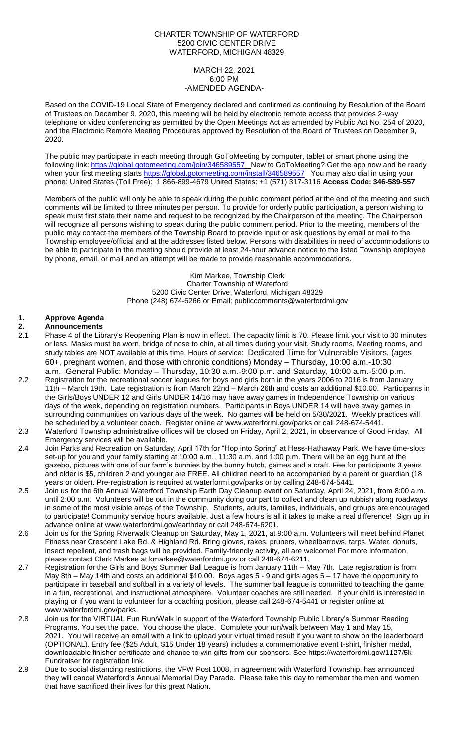CHARTER TOWNSHIP OF WATERFORD
5200 CIVIC CENTER DRIVE
WATERFORD, MICHIGAN 48329

MARCH 22, 2021
6:00 PM
-AMENDED AGENDA-

Based on the COVID-19 Local State of Emergency declared and confirmed as continuing by Resolution of the Board of Trustees on December 9, 2020, this meeting will be held by electronic remote access that provides 2-way telephone or video conferencing as permitted by the Open Meetings Act as amended by Public Act No. 254 of 2020, and the Electronic Remote Meeting Procedures approved by Resolution of the Board of Trustees on December 9, 2020.

The public may participate in each meeting through GoToMeeting by computer, tablet or smart phone using the following link: https://global.gotomeeting.com/join/346589557 New to GoToMeeting? Get the app now and be ready when your first meeting starts https://global.gotomeeting.com/install/346589557 You may also dial in using your phone: United States (Toll Free): 1 866-899-4679 United States: +1 (571) 317-3116 **Access Code: 346-589-557**

Members of the public will only be able to speak during the public comment period at the end of the meeting and such comments will be limited to three minutes per person. To provide for orderly public participation, a person wishing to speak must first state their name and request to be recognized by the Chairperson of the meeting. The Chairperson will recognize all persons wishing to speak during the public comment period. Prior to the meeting, members of the public may contact the members of the Township Board to provide input or ask questions by email or mail to the Township employee/official and at the addresses listed below. Persons with disabilities in need of accommodations to be able to participate in the meeting should provide at least 24-hour advance notice to the listed Township employee by phone, email, or mail and an attempt will be made to provide reasonable accommodations.

Kim Markee, Township Clerk
Charter Township of Waterford
5200 Civic Center Drive, Waterford, Michigan 48329
Phone (248) 674-6266 or Email: publiccomments@waterfordmi.gov

**1. Approve Agenda**

**2. Announcements**

2.1 Phase 4 of the Library's Reopening Plan is now in effect. The capacity limit is 70. Please limit your visit to 30 minutes or less. Masks must be worn, bridge of nose to chin, at all times during your visit. Study rooms, Meeting rooms, and study tables are NOT available at this time. Hours of service: Dedicated Time for Vulnerable Visitors, (ages 60+, pregnant women, and those with chronic conditions) Monday – Thursday, 10:00 a.m.-10:30 a.m. General Public: Monday – Thursday, 10:30 a.m.-9:00 p.m. and Saturday, 10:00 a.m.-5:00 p.m.

2.2 Registration for the recreational soccer leagues for boys and girls born in the years 2006 to 2016 is from January 11th – March 19th. Late registration is from March 22nd – March 26th and costs an additional $10.00. Participants in the Girls/Boys UNDER 12 and Girls UNDER 14/16 may have away games in Independence Township on various days of the week, depending on registration numbers. Participants in Boys UNDER 14 will have away games in surrounding communities on various days of the week. No games will be held on 5/30/2021. Weekly practices will be scheduled by a volunteer coach. Register online at www.waterfordmi.gov/parks or call 248-674-5441.

2.3 Waterford Township administrative offices will be closed on Friday, April 2, 2021, in observance of Good Friday. All Emergency services will be available.

2.4 Join Parks and Recreation on Saturday, April 17th for "Hop into Spring" at Hess-Hathaway Park. We have time-slots set-up for you and your family starting at 10:00 a.m., 11:30 a.m. and 1:00 p.m. There will be an egg hunt at the gazebo, pictures with one of our farm's bunnies by the bunny hutch, games and a craft. Fee for participants 3 years and older is $5, children 2 and younger are FREE. All children need to be accompanied by a parent or guardian (18 years or older). Pre-registration is required at waterformi.gov/parks or by calling 248-674-5441.

2.5 Join us for the 6th Annual Waterford Township Earth Day Cleanup event on Saturday, April 24, 2021, from 8:00 a.m. until 2:00 p.m. Volunteers will be out in the community doing our part to collect and clean up rubbish along roadways in some of the most visible areas of the Township. Students, adults, families, individuals, and groups are encouraged to participate! Community service hours available. Just a few hours is all it takes to make a real difference! Sign up in advance online at www.waterfordmi.gov/earthday or call 248-674-6201.

2.6 Join us for the Spring Riverwalk Cleanup on Saturday, May 1, 2021, at 9:00 a.m. Volunteers will meet behind Planet Fitness near Crescent Lake Rd. & Highland Rd. Bring gloves, rakes, pruners, wheelbarrows, tarps. Water, donuts, insect repellent, and trash bags will be provided. Family-friendly activity, all are welcome! For more information, please contact Clerk Markee at kmarkee@waterfordmi.gov or call 248-674-6211.

2.7 Registration for the Girls and Boys Summer Ball League is from January 11th – May 7th. Late registration is from May 8th – May 14th and costs an additional $10.00. Boys ages 5 - 9 and girls ages 5 – 17 have the opportunity to participate in baseball and softball in a variety of levels. The summer ball league is committed to teaching the game in a fun, recreational, and instructional atmosphere. Volunteer coaches are still needed. If your child is interested in playing or if you want to volunteer for a coaching position, please call 248-674-5441 or register online at www.waterfordmi.gov/parks.

2.8 Join us for the VIRTUAL Fun Run/Walk in support of the Waterford Township Public Library's Summer Reading Programs. You set the pace. You choose the place. Complete your run/walk between May 1 and May 15, 2021. You will receive an email with a link to upload your virtual timed result if you want to show on the leaderboard (OPTIONAL). Entry fee ($25 Adult, $15 Under 18 years) includes a commemorative event t-shirt, finisher medal, downloadable finisher certificate and chance to win gifts from our sponsors. See https://waterfordmi.gov/1127/5k-Fundraiser for registration link.

2.9 Due to social distancing restrictions, the VFW Post 1008, in agreement with Waterford Township, has announced they will cancel Waterford's Annual Memorial Day Parade. Please take this day to remember the men and women that have sacrificed their lives for this great Nation.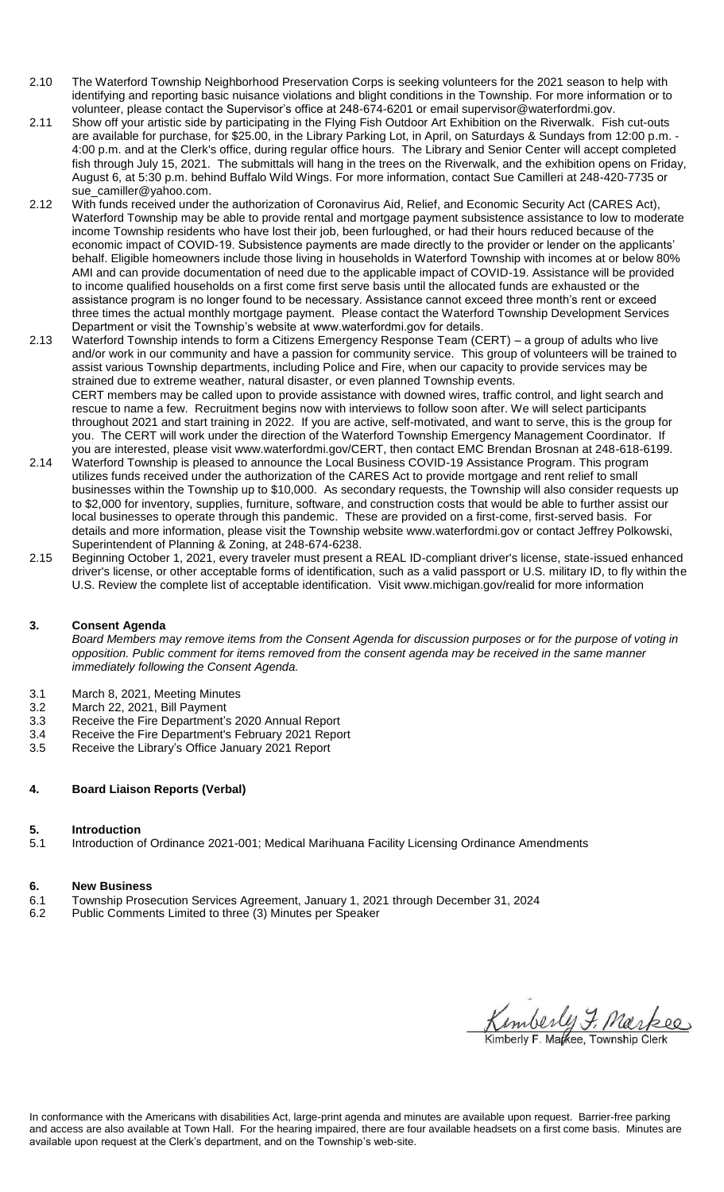2.10 The Waterford Township Neighborhood Preservation Corps is seeking volunteers for the 2021 season to help with identifying and reporting basic nuisance violations and blight conditions in the Township. For more information or to volunteer, please contact the Supervisor's office at 248-674-6201 or email supervisor@waterfordmi.gov.

2.11 Show off your artistic side by participating in the Flying Fish Outdoor Art Exhibition on the Riverwalk. Fish cut-outs are available for purchase, for $25.00, in the Library Parking Lot, in April, on Saturdays & Sundays from 12:00 p.m. - 4:00 p.m. and at the Clerk's office, during regular office hours. The Library and Senior Center will accept completed fish through July 15, 2021. The submittals will hang in the trees on the Riverwalk, and the exhibition opens on Friday, August 6, at 5:30 p.m. behind Buffalo Wild Wings. For more information, contact Sue Camilleri at 248-420-7735 or sue_camiller@yahoo.com.

2.12 With funds received under the authorization of Coronavirus Aid, Relief, and Economic Security Act (CARES Act), Waterford Township may be able to provide rental and mortgage payment subsistence assistance to low to moderate income Township residents who have lost their job, been furloughed, or had their hours reduced because of the economic impact of COVID-19. Subsistence payments are made directly to the provider or lender on the applicants' behalf. Eligible homeowners include those living in households in Waterford Township with incomes at or below 80% AMI and can provide documentation of need due to the applicable impact of COVID-19. Assistance will be provided to income qualified households on a first come first serve basis until the allocated funds are exhausted or the assistance program is no longer found to be necessary. Assistance cannot exceed three month's rent or exceed three times the actual monthly mortgage payment. Please contact the Waterford Township Development Services Department or visit the Township's website at www.waterfordmi.gov for details.

2.13 Waterford Township intends to form a Citizens Emergency Response Team (CERT) – a group of adults who live and/or work in our community and have a passion for community service. This group of volunteers will be trained to assist various Township departments, including Police and Fire, when our capacity to provide services may be strained due to extreme weather, natural disaster, or even planned Township events.
CERT members may be called upon to provide assistance with downed wires, traffic control, and light search and rescue to name a few. Recruitment begins now with interviews to follow soon after. We will select participants throughout 2021 and start training in 2022. If you are active, self-motivated, and want to serve, this is the group for you. The CERT will work under the direction of the Waterford Township Emergency Management Coordinator. If you are interested, please visit www.waterfordmi.gov/CERT, then contact EMC Brendan Brosnan at 248-618-6199.

2.14 Waterford Township is pleased to announce the Local Business COVID-19 Assistance Program. This program utilizes funds received under the authorization of the CARES Act to provide mortgage and rent relief to small businesses within the Township up to $10,000. As secondary requests, the Township will also consider requests up to $2,000 for inventory, supplies, furniture, software, and construction costs that would be able to further assist our local businesses to operate through this pandemic. These are provided on a first-come, first-served basis. For details and more information, please visit the Township website www.waterfordmi.gov or contact Jeffrey Polkowski, Superintendent of Planning & Zoning, at 248-674-6238.

2.15 Beginning October 1, 2021, every traveler must present a REAL ID-compliant driver's license, state-issued enhanced driver's license, or other acceptable forms of identification, such as a valid passport or U.S. military ID, to fly within the U.S. Review the complete list of acceptable identification. Visit www.michigan.gov/realid for more information

## 3. Consent Agenda

*Board Members may remove items from the Consent Agenda for discussion purposes or for the purpose of voting in opposition. Public comment for items removed from the consent agenda may be received in the same manner immediately following the Consent Agenda.*

3.1 March 8, 2021, Meeting Minutes
3.2 March 22, 2021, Bill Payment
3.3 Receive the Fire Department's 2020 Annual Report
3.4 Receive the Fire Department's February 2021 Report
3.5 Receive the Library's Office January 2021 Report

## 4. Board Liaison Reports (Verbal)

## 5. Introduction

5.1 Introduction of Ordinance 2021-001; Medical Marihuana Facility Licensing Ordinance Amendments

## 6. New Business

6.1 Township Prosecution Services Agreement, January 1, 2021 through December 31, 2024
6.2 Public Comments Limited to three (3) Minutes per Speaker

Kimberly F. Markee
Kimberly F. Markee, Township Clerk

In conformance with the Americans with disabilities Act, large-print agenda and minutes are available upon request. Barrier-free parking and access are also available at Town Hall. For the hearing impaired, there are four available headsets on a first come basis. Minutes are available upon request at the Clerk's department, and on the Township's web-site.